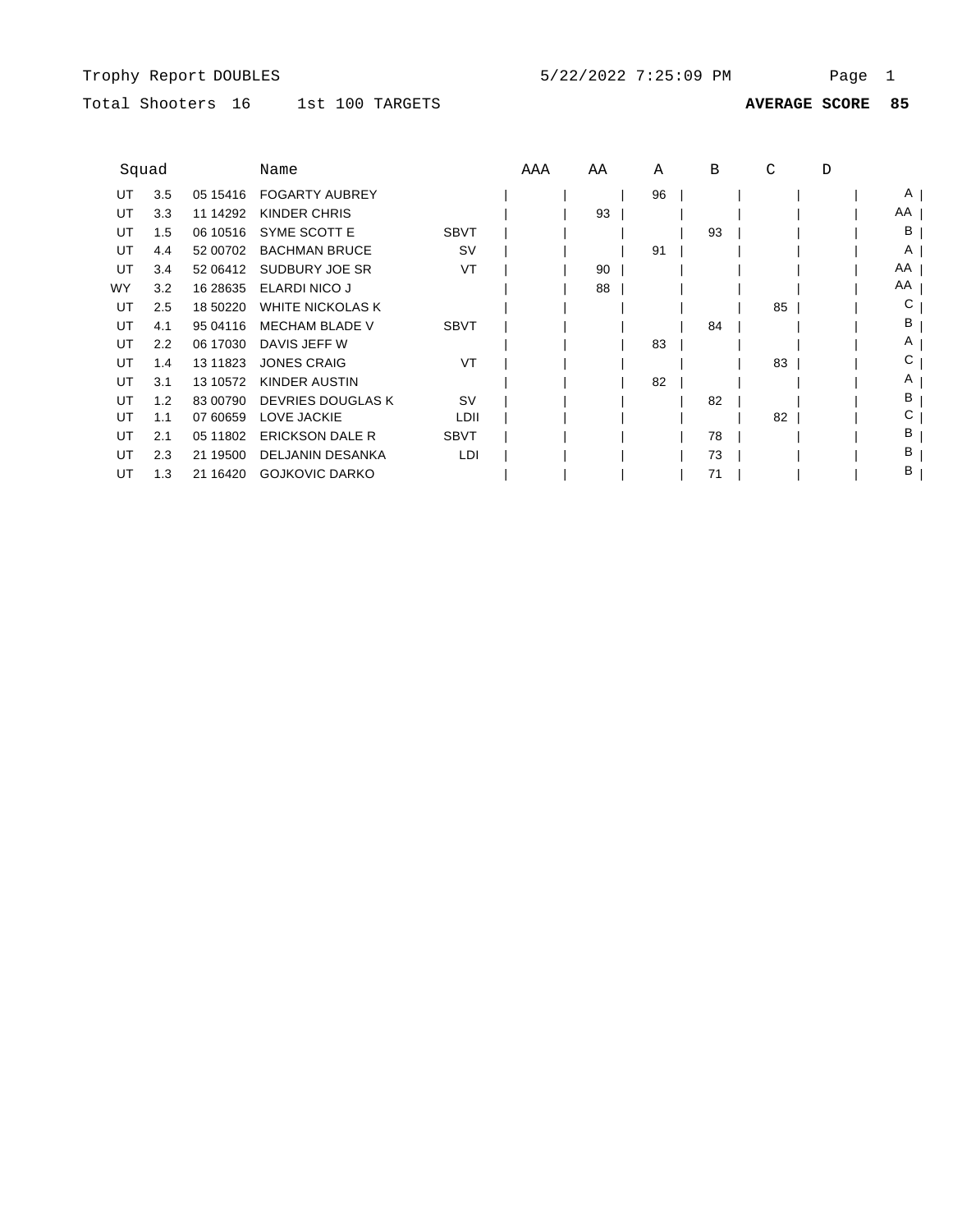Trophy Report DOUBLES 5/22/2022 7:25:09 PM

Total Shooters 16 1st 100 TARGETS **AVERAGE SCORE 85**

| Squad | | | Name | | AAA | AA | A | B | C | D | |
|---|---|---|---|---|---|---|---|---|---|---|---|
| UT | 3.5 | 05 15416 | FOGARTY AUBREY | | | | 96 | | | | A |
| UT | 3.3 | 11 14292 | KINDER CHRIS | | | 93 | | | | | AA |
| UT | 1.5 | 06 10516 | SYME SCOTT E | SBVT | | | | 93 | | | B |
| UT | 4.4 | 52 00702 | BACHMAN BRUCE | SV | | | 91 | | | | A |
| UT | 3.4 | 52 06412 | SUDBURY JOE SR | VT | | 90 | | | | | AA |
| WY | 3.2 | 16 28635 | ELARDI NICO J | | | 88 | | | | | AA |
| UT | 2.5 | 18 50220 | WHITE NICKOLAS K | | | | | | 85 | | C |
| UT | 4.1 | 95 04116 | MECHAM BLADE V | SBVT | | | | 84 | | | B |
| UT | 2.2 | 06 17030 | DAVIS JEFF W | | | | 83 | | | | A |
| UT | 1.4 | 13 11823 | JONES CRAIG | VT | | | | | 83 | | C |
| UT | 3.1 | 13 10572 | KINDER AUSTIN | | | | 82 | | | | A |
| UT | 1.2 | 83 00790 | DEVRIES DOUGLAS K | SV | | | | 82 | | | B |
| UT | 1.1 | 07 60659 | LOVE JACKIE | LDII | | | | | 82 | | C |
| UT | 2.1 | 05 11802 | ERICKSON DALE R | SBVT | | | | 78 | | | B |
| UT | 2.3 | 21 19500 | DELJANIN DESANKA | LDI | | | | 73 | | | B |
| UT | 1.3 | 21 16420 | GOJKOVIC DARKO | | | | | 71 | | | B |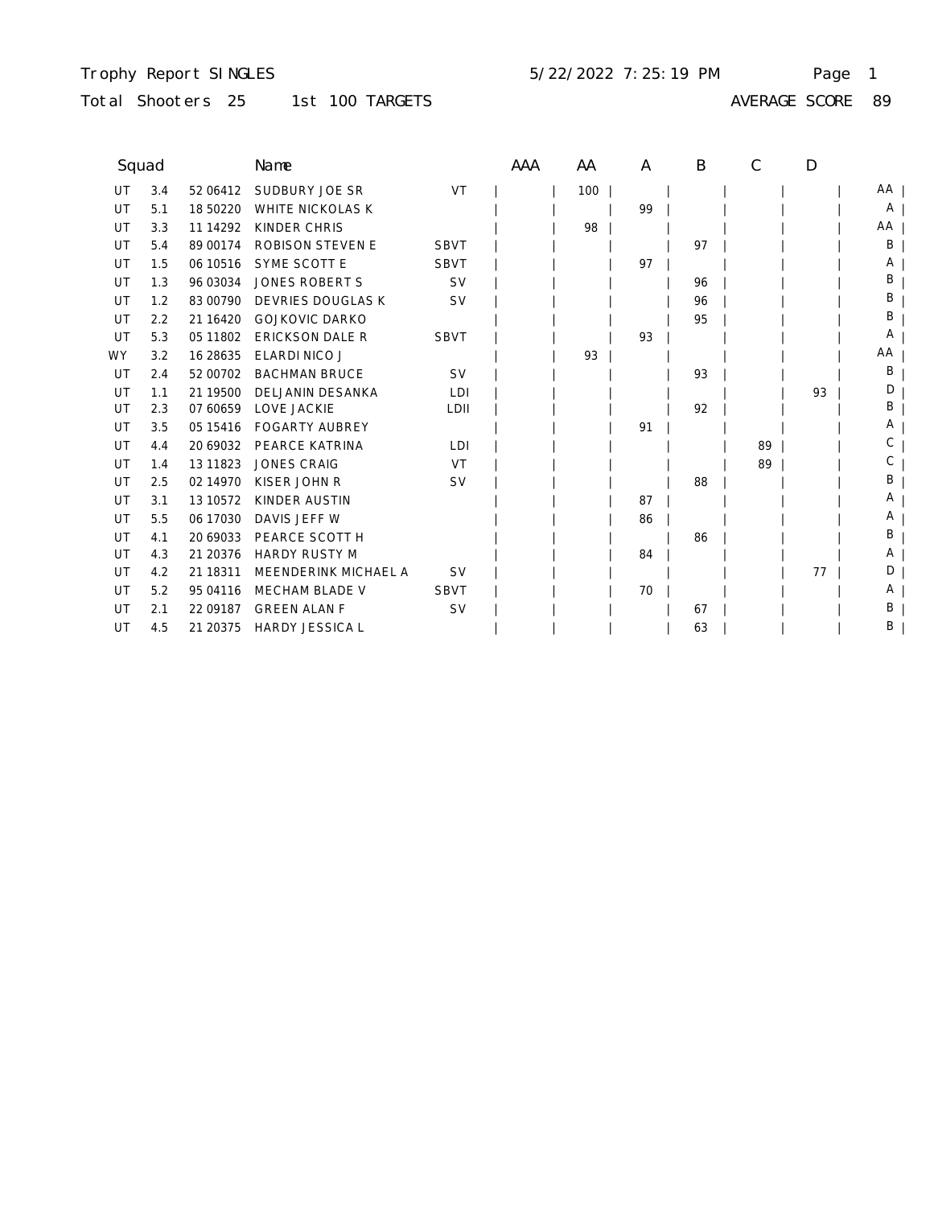Trophy Report SINGLES 5/22/2022 7:25:19 PM

Total Shooters 25 1st 100 TARGETS AVERAGE SCORE 89

| Squad | | | Name | | AAA | AA | A | B | C | D | |
|---|---|---|---|---|---|---|---|---|---|---|---|
| UT | 3.4 | 52 06412 | SUDBURY JOE SR | VT | | 100 | | | | | AA |
| UT | 5.1 | 18 50220 | WHITE NICKOLAS K | | | | 99 | | | | A |
| UT | 3.3 | 11 14292 | KINDER CHRIS | | | 98 | | | | | AA |
| UT | 5.4 | 89 00174 | ROBISON STEVEN E | SBVT | | | | 97 | | | B |
| UT | 1.5 | 06 10516 | SYME SCOTT E | SBVT | | | 97 | | | | A |
| UT | 1.3 | 96 03034 | JONES ROBERT S | SV | | | | 96 | | | B |
| UT | 1.2 | 83 00790 | DEVRIES DOUGLAS K | SV | | | | 96 | | | B |
| UT | 2.2 | 21 16420 | GOJKOVIC DARKO | | | | | 95 | | | B |
| UT | 5.3 | 05 11802 | ERICKSON DALE R | SBVT | | | 93 | | | | A |
| WY | 3.2 | 16 28635 | ELARDI NICO J | | | 93 | | | | | AA |
| UT | 2.4 | 52 00702 | BACHMAN BRUCE | SV | | | | 93 | | | B |
| UT | 1.1 | 21 19500 | DELJANIN DESANKA | LDI | | | | | | 93 | D |
| UT | 2.3 | 07 60659 | LOVE JACKIE | LDII | | | | 92 | | | B |
| UT | 3.5 | 05 15416 | FOGARTY AUBREY | | | | 91 | | | | A |
| UT | 4.4 | 20 69032 | PEARCE KATRINA | LDI | | | | | 89 | | C |
| UT | 1.4 | 13 11823 | JONES CRAIG | VT | | | | | 89 | | C |
| UT | 2.5 | 02 14970 | KISER JOHN R | SV | | | | 88 | | | B |
| UT | 3.1 | 13 10572 | KINDER AUSTIN | | | | 87 | | | | A |
| UT | 5.5 | 06 17030 | DAVIS JEFF W | | | | 86 | | | | A |
| UT | 4.1 | 20 69033 | PEARCE SCOTT H | | | | | 86 | | | B |
| UT | 4.3 | 21 20376 | HARDY RUSTY M | | | | 84 | | | | A |
| UT | 4.2 | 21 18311 | MEENDERINK MICHAEL A | SV | | | | | | 77 | D |
| UT | 5.2 | 95 04116 | MECHAM BLADE V | SBVT | | | 70 | | | | A |
| UT | 2.1 | 22 09187 | GREEN ALAN F | SV | | | | 67 | | | B |
| UT | 4.5 | 21 20375 | HARDY JESSICA L | | | | | 63 | | | B |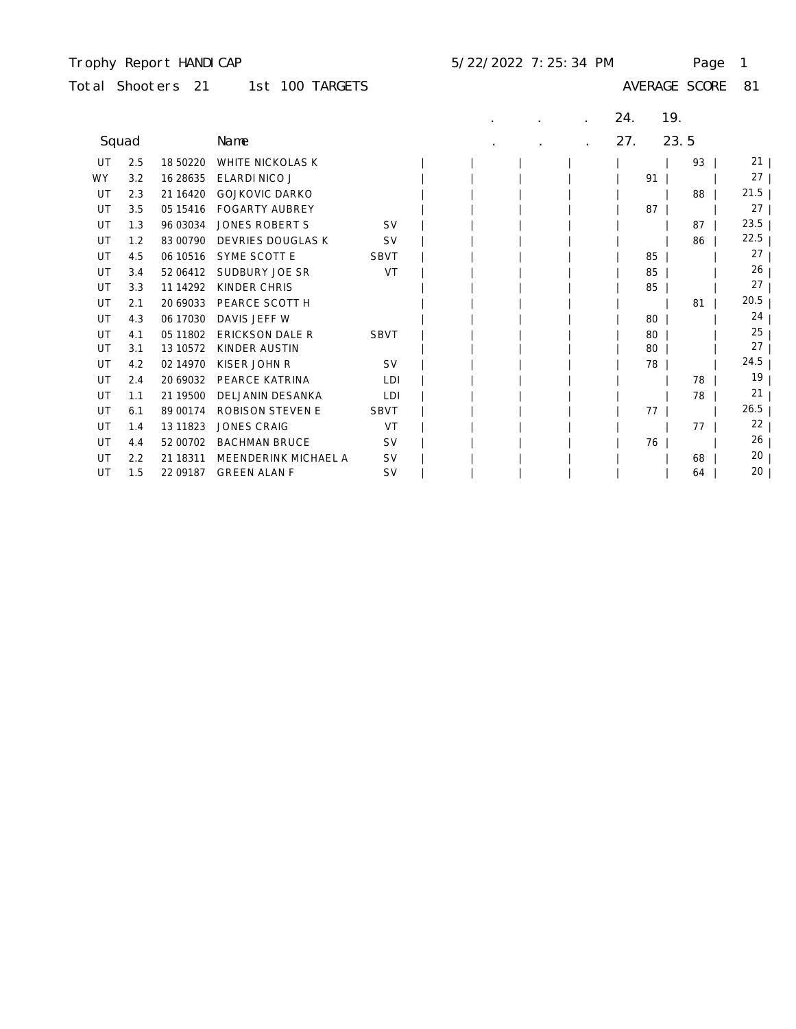Trophy Report HANDICAP 5/22/2022 7:25:34 PM

Total Shooters 21 1st 100 TARGETS AVERAGE SCORE 81

| | | | | | | | | | | | | |
|---|---|---|---|---|---|---|---|---|---|---|---|---|
| | | | | | | . | . | . | 24. | 19. | | |
| Squad | | | Name | | | . | . | . | 27. | 23.5 | | |
| UT | 2.5 | 18 50220 | WHITE NICKOLAS K | | | | | | | | 93 | 21 |
| WY | 3.2 | 16 28635 | ELARDI NICO J | | | | | | | 91 | | 27 |
| UT | 2.3 | 21 16420 | GOJKOVIC DARKO | | | | | | | | 88 | 21.5 |
| UT | 3.5 | 05 15416 | FOGARTY AUBREY | | | | | | | 87 | | 27 |
| UT | 1.3 | 96 03034 | JONES ROBERT S | SV | | | | | | | 87 | 23.5 |
| UT | 1.2 | 83 00790 | DEVRIES DOUGLAS K | SV | | | | | | | 86 | 22.5 |
| UT | 4.5 | 06 10516 | SYME SCOTT E | SBVT | | | | | | 85 | | 27 |
| UT | 3.4 | 52 06412 | SUDBURY JOE SR | VT | | | | | | 85 | | 26 |
| UT | 3.3 | 11 14292 | KINDER CHRIS | | | | | | | 85 | | 27 |
| UT | 2.1 | 20 69033 | PEARCE SCOTT H | | | | | | | | 81 | 20.5 |
| UT | 4.3 | 06 17030 | DAVIS JEFF W | | | | | | | 80 | | 24 |
| UT | 4.1 | 05 11802 | ERICKSON DALE R | SBVT | | | | | | 80 | | 25 |
| UT | 3.1 | 13 10572 | KINDER AUSTIN | | | | | | | 80 | | 27 |
| UT | 4.2 | 02 14970 | KISER JOHN R | SV | | | | | | 78 | | 24.5 |
| UT | 2.4 | 20 69032 | PEARCE KATRINA | LDI | | | | | | | 78 | 19 |
| UT | 1.1 | 21 19500 | DELJANIN DESANKA | LDI | | | | | | | 78 | 21 |
| UT | 6.1 | 89 00174 | ROBISON STEVEN E | SBVT | | | | | | 77 | | 26.5 |
| UT | 1.4 | 13 11823 | JONES CRAIG | VT | | | | | | | 77 | 22 |
| UT | 4.4 | 52 00702 | BACHMAN BRUCE | SV | | | | | | 76 | | 26 |
| UT | 2.2 | 21 18311 | MEENDERINK MICHAEL A | SV | | | | | | | 68 | 20 |
| UT | 1.5 | 22 09187 | GREEN ALAN F | SV | | | | | | | 64 | 20 |